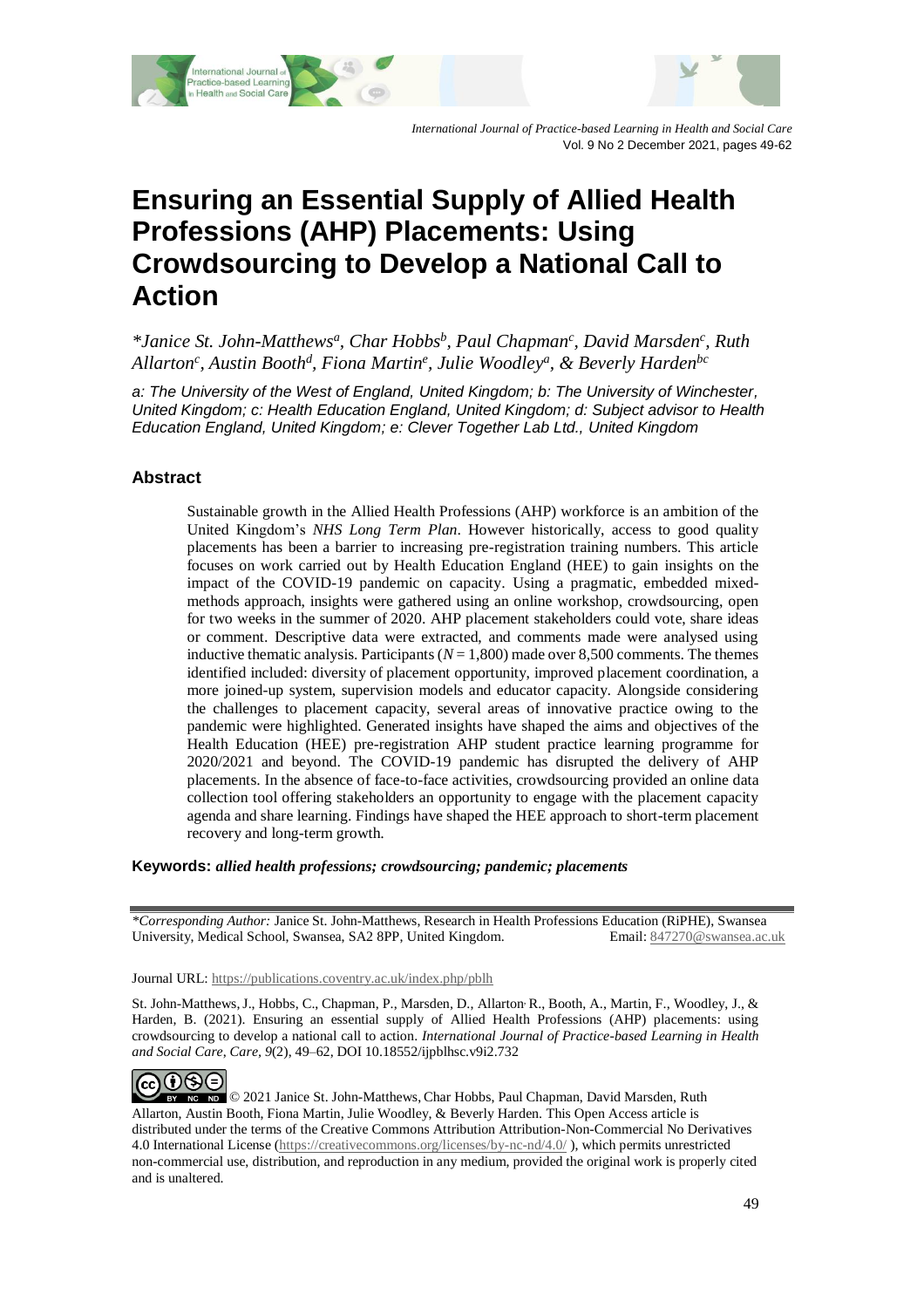# Ensuring an Essential Supply of Allied Health Professions (AHP) Placements: Using Crowdsourcing to Develop a National Call to Action

*\*Janice St. John-Matthews[a], Char Hobbs[b], Paul Chapman[c], David Marsden[c], Ruth Allarton[c], Austin Booth[d], Fiona Martin[e], Julie Woodley[a], & Beverly Harden[bc]*

*a: The University of the West of England, United Kingdom; b: The University of Winchester, United Kingdom; c: Health Education England, United Kingdom; d: Subject advisor to Health Education England, United Kingdom; e: Clever Together Lab Ltd., United Kingdom*

## Abstract

Sustainable growth in the Allied Health Professions (AHP) workforce is an ambition of the United Kingdom's *NHS Long Term Plan*. However historically, access to good quality placements has been a barrier to increasing pre-registration training numbers. This article focuses on work carried out by Health Education England (HEE) to gain insights on the impact of the COVID-19 pandemic on capacity. Using a pragmatic, embedded mixed-methods approach, insights were gathered using an online workshop, crowdsourcing, open for two weeks in the summer of 2020. AHP placement stakeholders could vote, share ideas or comment. Descriptive data were extracted, and comments made were analysed using inductive thematic analysis. Participants ($N = 1{,}800$) made over 8,500 comments. The themes identified included: diversity of placement opportunity, improved placement coordination, a more joined-up system, supervision models and educator capacity. Alongside considering the challenges to placement capacity, several areas of innovative practice owing to the pandemic were highlighted. Generated insights have shaped the aims and objectives of the Health Education (HEE) pre-registration AHP student practice learning programme for 2020/2021 and beyond. The COVID-19 pandemic has disrupted the delivery of AHP placements. In the absence of face-to-face activities, crowdsourcing provided an online data collection tool offering stakeholders an opportunity to engage with the placement capacity agenda and share learning. Findings have shaped the HEE approach to short-term placement recovery and long-term growth.

**Keywords:** ***allied health professions; crowdsourcing; pandemic; placements***

---

*\*Corresponding Author:* Janice St. John-Matthews, Research in Health Professions Education (RiPHE), Swansea University, Medical School, Swansea, SA2 8PP, United Kingdom. Email: 847270@swansea.ac.uk

Journal URL: https://publications.coventry.ac.uk/index.php/pblh

St. John-Matthews, J., Hobbs, C., Chapman, P., Marsden, D., Allarton, R., Booth, A., Martin, F., Woodley, J., & Harden, B. (2021). Ensuring an essential supply of Allied Health Professions (AHP) placements: using crowdsourcing to develop a national call to action. *International Journal of Practice-based Learning in Health and Social Care*, *Care, 9*(2), 49–62, DOI 10.18552/ijpblhsc.v9i2.732

© 2021 Janice St. John-Matthews, Char Hobbs, Paul Chapman, David Marsden, Ruth Allarton, Austin Booth, Fiona Martin, Julie Woodley, & Beverly Harden. This Open Access article is distributed under the terms of the Creative Commons Attribution Attribution-Non-Commercial No Derivatives 4.0 International License (https://creativecommons.org/licenses/by-nc-nd/4.0/ ), which permits unrestricted non-commercial use, distribution, and reproduction in any medium, provided the original work is properly cited and is unaltered.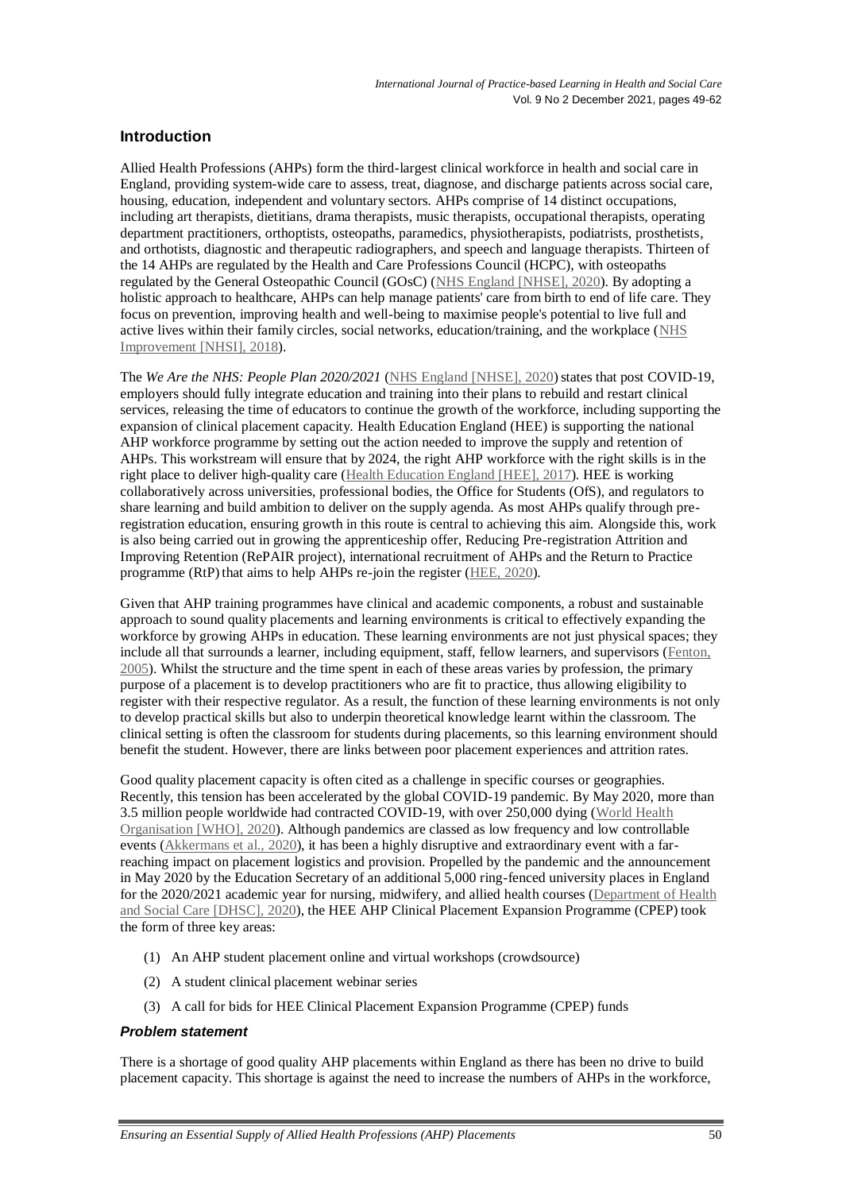## Introduction

Allied Health Professions (AHPs) form the third-largest clinical workforce in health and social care in England, providing system-wide care to assess, treat, diagnose, and discharge patients across social care, housing, education, independent and voluntary sectors. AHPs comprise of 14 distinct occupations, including art therapists, dietitians, drama therapists, music therapists, occupational therapists, operating department practitioners, orthoptists, osteopaths, paramedics, physiotherapists, podiatrists, prosthetists, and orthotists, diagnostic and therapeutic radiographers, and speech and language therapists. Thirteen of the 14 AHPs are regulated by the Health and Care Professions Council (HCPC), with osteopaths regulated by the General Osteopathic Council (GOsC) (NHS England [NHSE], 2020). By adopting a holistic approach to healthcare, AHPs can help manage patients' care from birth to end of life care. They focus on prevention, improving health and well-being to maximise people's potential to live full and active lives within their family circles, social networks, education/training, and the workplace (NHS Improvement [NHSI], 2018).

The *We Are the NHS: People Plan 2020/2021* (NHS England [NHSE], 2020) states that post COVID-19, employers should fully integrate education and training into their plans to rebuild and restart clinical services, releasing the time of educators to continue the growth of the workforce, including supporting the expansion of clinical placement capacity. Health Education England (HEE) is supporting the national AHP workforce programme by setting out the action needed to improve the supply and retention of AHPs. This workstream will ensure that by 2024, the right AHP workforce with the right skills is in the right place to deliver high-quality care (Health Education England [HEE], 2017). HEE is working collaboratively across universities, professional bodies, the Office for Students (OfS), and regulators to share learning and build ambition to deliver on the supply agenda. As most AHPs qualify through pre-registration education, ensuring growth in this route is central to achieving this aim. Alongside this, work is also being carried out in growing the apprenticeship offer, Reducing Pre-registration Attrition and Improving Retention (RePAIR project), international recruitment of AHPs and the Return to Practice programme (RtP) that aims to help AHPs re-join the register (HEE, 2020).

Given that AHP training programmes have clinical and academic components, a robust and sustainable approach to sound quality placements and learning environments is critical to effectively expanding the workforce by growing AHPs in education. These learning environments are not just physical spaces; they include all that surrounds a learner, including equipment, staff, fellow learners, and supervisors (Fenton, 2005). Whilst the structure and the time spent in each of these areas varies by profession, the primary purpose of a placement is to develop practitioners who are fit to practice, thus allowing eligibility to register with their respective regulator. As a result, the function of these learning environments is not only to develop practical skills but also to underpin theoretical knowledge learnt within the classroom. The clinical setting is often the classroom for students during placements, so this learning environment should benefit the student. However, there are links between poor placement experiences and attrition rates.

Good quality placement capacity is often cited as a challenge in specific courses or geographies. Recently, this tension has been accelerated by the global COVID-19 pandemic. By May 2020, more than 3.5 million people worldwide had contracted COVID-19, with over 250,000 dying (World Health Organisation [WHO], 2020). Although pandemics are classed as low frequency and low controllable events (Akkermans et al., 2020), it has been a highly disruptive and extraordinary event with a far-reaching impact on placement logistics and provision. Propelled by the pandemic and the announcement in May 2020 by the Education Secretary of an additional 5,000 ring-fenced university places in England for the 2020/2021 academic year for nursing, midwifery, and allied health courses (Department of Health and Social Care [DHSC], 2020), the HEE AHP Clinical Placement Expansion Programme (CPEP) took the form of three key areas:

(1) An AHP student placement online and virtual workshops (crowdsource)

(2) A student clinical placement webinar series

(3) A call for bids for HEE Clinical Placement Expansion Programme (CPEP) funds

### *Problem statement*

There is a shortage of good quality AHP placements within England as there has been no drive to build placement capacity. This shortage is against the need to increase the numbers of AHPs in the workforce,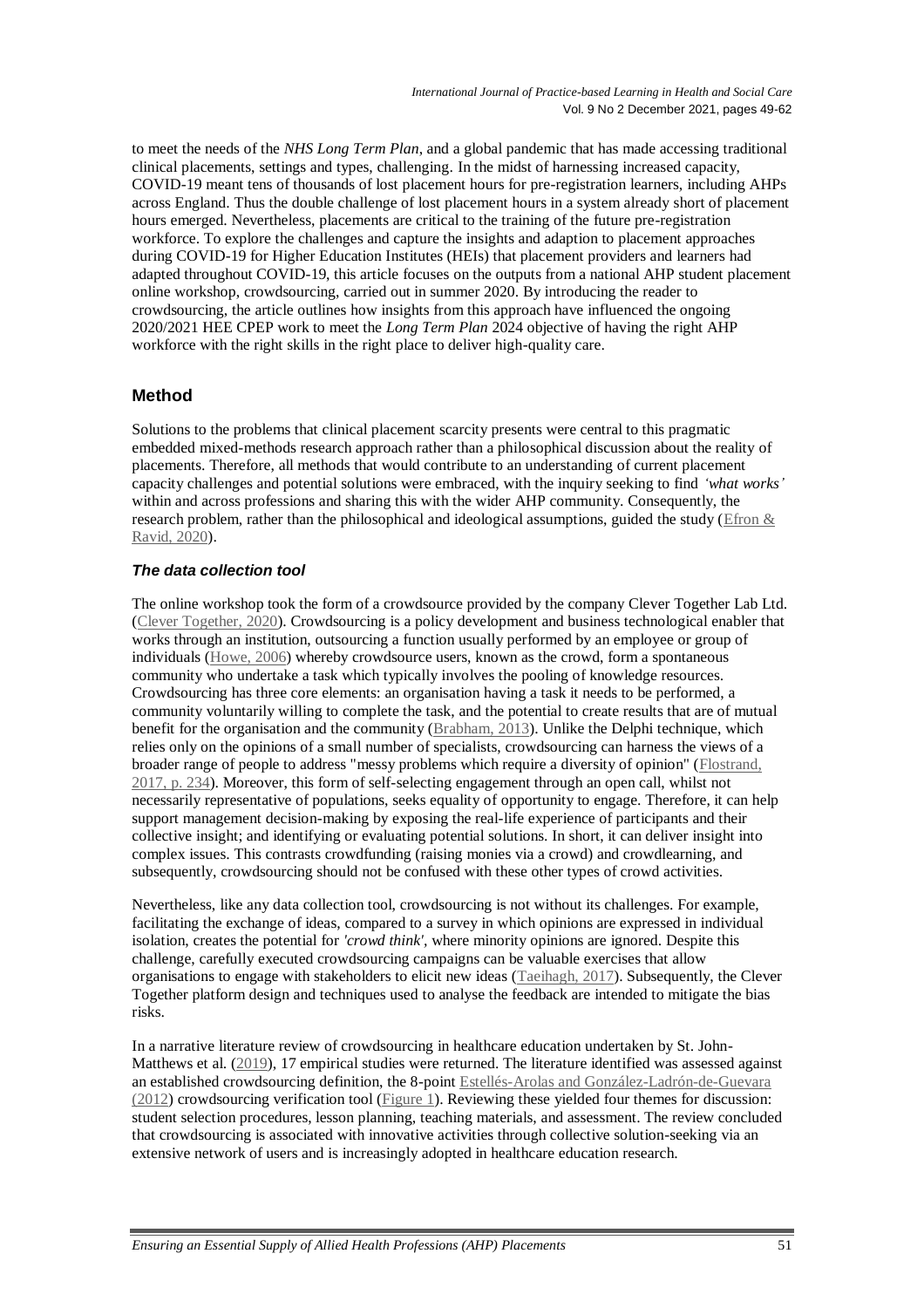to meet the needs of the *NHS Long Term Plan*, and a global pandemic that has made accessing traditional clinical placements, settings and types, challenging. In the midst of harnessing increased capacity, COVID-19 meant tens of thousands of lost placement hours for pre-registration learners, including AHPs across England. Thus the double challenge of lost placement hours in a system already short of placement hours emerged. Nevertheless, placements are critical to the training of the future pre-registration workforce. To explore the challenges and capture the insights and adaption to placement approaches during COVID-19 for Higher Education Institutes (HEIs) that placement providers and learners had adapted throughout COVID-19, this article focuses on the outputs from a national AHP student placement online workshop, crowdsourcing, carried out in summer 2020. By introducing the reader to crowdsourcing, the article outlines how insights from this approach have influenced the ongoing 2020/2021 HEE CPEP work to meet the *Long Term Plan* 2024 objective of having the right AHP workforce with the right skills in the right place to deliver high-quality care.

## Method

Solutions to the problems that clinical placement scarcity presents were central to this pragmatic embedded mixed-methods research approach rather than a philosophical discussion about the reality of placements. Therefore, all methods that would contribute to an understanding of current placement capacity challenges and potential solutions were embraced, with the inquiry seeking to find *'what works'* within and across professions and sharing this with the wider AHP community. Consequently, the research problem, rather than the philosophical and ideological assumptions, guided the study (Efron & Ravid, 2020).

### *The data collection tool*

The online workshop took the form of a crowdsource provided by the company Clever Together Lab Ltd. (Clever Together, 2020). Crowdsourcing is a policy development and business technological enabler that works through an institution, outsourcing a function usually performed by an employee or group of individuals (Howe, 2006) whereby crowdsource users, known as the crowd, form a spontaneous community who undertake a task which typically involves the pooling of knowledge resources. Crowdsourcing has three core elements: an organisation having a task it needs to be performed, a community voluntarily willing to complete the task, and the potential to create results that are of mutual benefit for the organisation and the community (Brabham, 2013). Unlike the Delphi technique, which relies only on the opinions of a small number of specialists, crowdsourcing can harness the views of a broader range of people to address "messy problems which require a diversity of opinion" (Flostrand, 2017, p. 234). Moreover, this form of self-selecting engagement through an open call, whilst not necessarily representative of populations, seeks equality of opportunity to engage. Therefore, it can help support management decision-making by exposing the real-life experience of participants and their collective insight; and identifying or evaluating potential solutions. In short, it can deliver insight into complex issues. This contrasts crowdfunding (raising monies via a crowd) and crowdlearning, and subsequently, crowdsourcing should not be confused with these other types of crowd activities.

Nevertheless, like any data collection tool, crowdsourcing is not without its challenges. For example, facilitating the exchange of ideas, compared to a survey in which opinions are expressed in individual isolation, creates the potential for *'crowd think'*, where minority opinions are ignored. Despite this challenge, carefully executed crowdsourcing campaigns can be valuable exercises that allow organisations to engage with stakeholders to elicit new ideas (Taeihagh, 2017). Subsequently, the Clever Together platform design and techniques used to analyse the feedback are intended to mitigate the bias risks.

In a narrative literature review of crowdsourcing in healthcare education undertaken by St. John-Matthews et al. (2019), 17 empirical studies were returned. The literature identified was assessed against an established crowdsourcing definition, the 8-point Estellés-Arolas and González-Ladrón-de-Guevara (2012) crowdsourcing verification tool (Figure 1). Reviewing these yielded four themes for discussion: student selection procedures, lesson planning, teaching materials, and assessment. The review concluded that crowdsourcing is associated with innovative activities through collective solution-seeking via an extensive network of users and is increasingly adopted in healthcare education research.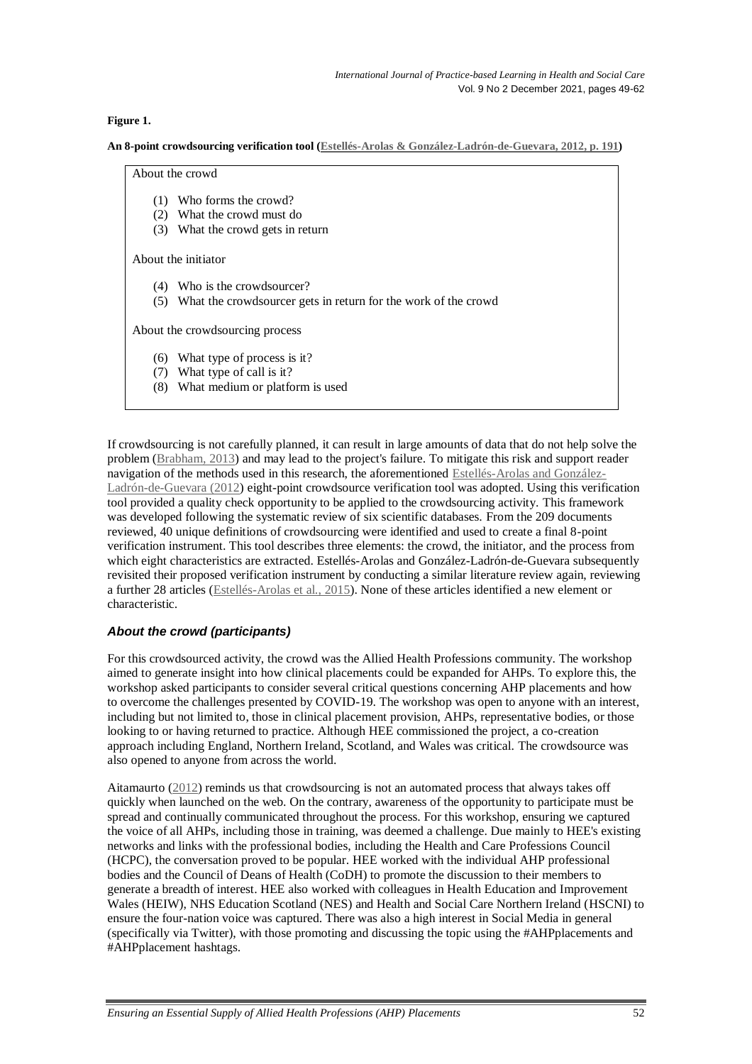**Figure 1.**

**An 8-point crowdsourcing verification tool (Estellés-Arolas & González-Ladrón-de-Guevara, 2012, p. 191)**

About the crowd

1. Who forms the crowd?
2. What the crowd must do
3. What the crowd gets in return

About the initiator

4. Who is the crowdsourcer?
5. What the crowdsourcer gets in return for the work of the crowd

About the crowdsourcing process

6. What type of process is it?
7. What type of call is it?
8. What medium or platform is used

If crowdsourcing is not carefully planned, it can result in large amounts of data that do not help solve the problem (Brabham, 2013) and may lead to the project's failure. To mitigate this risk and support reader navigation of the methods used in this research, the aforementioned Estellés-Arolas and González-Ladrón-de-Guevara (2012) eight-point crowdsource verification tool was adopted. Using this verification tool provided a quality check opportunity to be applied to the crowdsourcing activity. This framework was developed following the systematic review of six scientific databases. From the 209 documents reviewed, 40 unique definitions of crowdsourcing were identified and used to create a final 8-point verification instrument. This tool describes three elements: the crowd, the initiator, and the process from which eight characteristics are extracted. Estellés-Arolas and González-Ladrón-de-Guevara subsequently revisited their proposed verification instrument by conducting a similar literature review again, reviewing a further 28 articles (Estellés-Arolas et al., 2015). None of these articles identified a new element or characteristic.

### *About the crowd (participants)*

For this crowdsourced activity, the crowd was the Allied Health Professions community. The workshop aimed to generate insight into how clinical placements could be expanded for AHPs. To explore this, the workshop asked participants to consider several critical questions concerning AHP placements and how to overcome the challenges presented by COVID-19. The workshop was open to anyone with an interest, including but not limited to, those in clinical placement provision, AHPs, representative bodies, or those looking to or having returned to practice. Although HEE commissioned the project, a co-creation approach including England, Northern Ireland, Scotland, and Wales was critical. The crowdsource was also opened to anyone from across the world.

Aitamaurto (2012) reminds us that crowdsourcing is not an automated process that always takes off quickly when launched on the web. On the contrary, awareness of the opportunity to participate must be spread and continually communicated throughout the process. For this workshop, ensuring we captured the voice of all AHPs, including those in training, was deemed a challenge. Due mainly to HEE's existing networks and links with the professional bodies, including the Health and Care Professions Council (HCPC), the conversation proved to be popular. HEE worked with the individual AHP professional bodies and the Council of Deans of Health (CoDH) to promote the discussion to their members to generate a breadth of interest. HEE also worked with colleagues in Health Education and Improvement Wales (HEIW), NHS Education Scotland (NES) and Health and Social Care Northern Ireland (HSCNI) to ensure the four-nation voice was captured. There was also a high interest in Social Media in general (specifically via Twitter), with those promoting and discussing the topic using the #AHPplacements and #AHPplacement hashtags.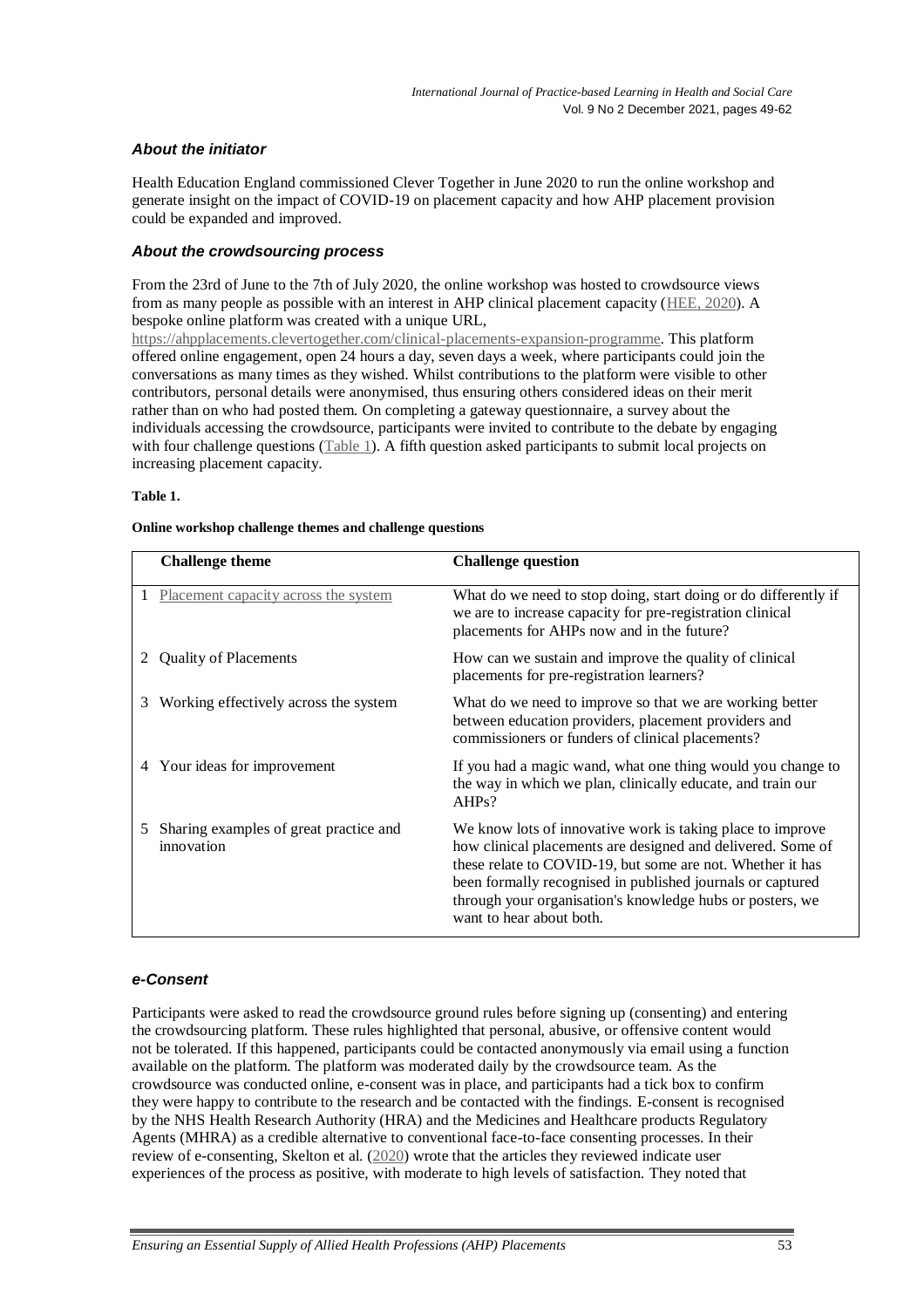### *About the initiator*

Health Education England commissioned Clever Together in June 2020 to run the online workshop and generate insight on the impact of COVID-19 on placement capacity and how AHP placement provision could be expanded and improved.

### *About the crowdsourcing process*

From the 23rd of June to the 7th of July 2020, the online workshop was hosted to crowdsource views from as many people as possible with an interest in AHP clinical placement capacity (HEE, 2020). A bespoke online platform was created with a unique URL, https://ahpplacements.clevertogether.com/clinical-placements-expansion-programme. This platform offered online engagement, open 24 hours a day, seven days a week, where participants could join the conversations as many times as they wished. Whilst contributions to the platform were visible to other contributors, personal details were anonymised, thus ensuring others considered ideas on their merit rather than on who had posted them. On completing a gateway questionnaire, a survey about the individuals accessing the crowdsource, participants were invited to contribute to the debate by engaging with four challenge questions (Table 1). A fifth question asked participants to submit local projects on increasing placement capacity.

**Table 1.**

**Online workshop challenge themes and challenge questions**

| | Challenge theme | Challenge question |
|---|---|---|
| 1 | Placement capacity across the system | What do we need to stop doing, start doing or do differently if we are to increase capacity for pre-registration clinical placements for AHPs now and in the future? |
| 2 | Quality of Placements | How can we sustain and improve the quality of clinical placements for pre-registration learners? |
| 3 | Working effectively across the system | What do we need to improve so that we are working better between education providers, placement providers and commissioners or funders of clinical placements? |
| 4 | Your ideas for improvement | If you had a magic wand, what one thing would you change to the way in which we plan, clinically educate, and train our AHPs? |
| 5 | Sharing examples of great practice and innovation | We know lots of innovative work is taking place to improve how clinical placements are designed and delivered. Some of these relate to COVID-19, but some are not. Whether it has been formally recognised in published journals or captured through your organisation's knowledge hubs or posters, we want to hear about both. |

### *e-Consent*

Participants were asked to read the crowdsource ground rules before signing up (consenting) and entering the crowdsourcing platform. These rules highlighted that personal, abusive, or offensive content would not be tolerated. If this happened, participants could be contacted anonymously via email using a function available on the platform. The platform was moderated daily by the crowdsource team. As the crowdsource was conducted online, e-consent was in place, and participants had a tick box to confirm they were happy to contribute to the research and be contacted with the findings. E-consent is recognised by the NHS Health Research Authority (HRA) and the Medicines and Healthcare products Regulatory Agents (MHRA) as a credible alternative to conventional face-to-face consenting processes. In their review of e-consenting, Skelton et al. (2020) wrote that the articles they reviewed indicate user experiences of the process as positive, with moderate to high levels of satisfaction. They noted that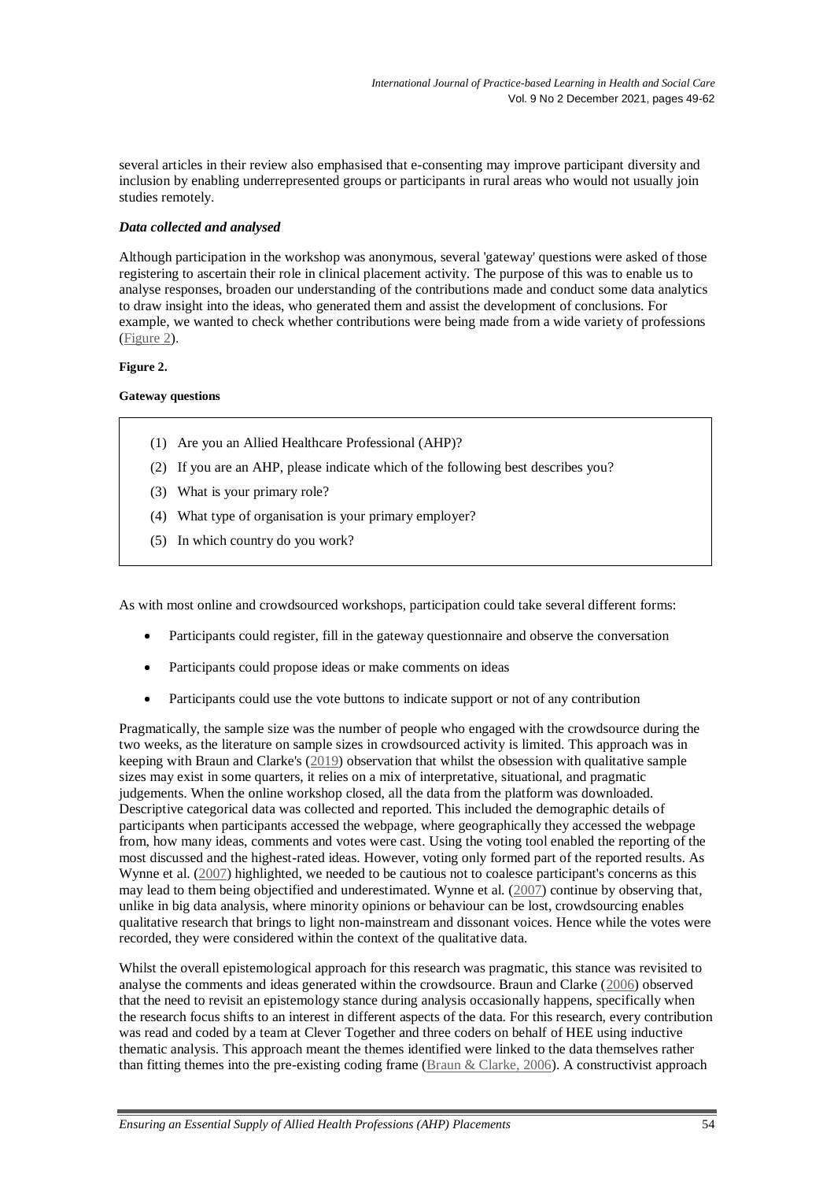several articles in their review also emphasised that e-consenting may improve participant diversity and inclusion by enabling underrepresented groups or participants in rural areas who would not usually join studies remotely.

### *Data collected and analysed*

Although participation in the workshop was anonymous, several 'gateway' questions were asked of those registering to ascertain their role in clinical placement activity. The purpose of this was to enable us to analyse responses, broaden our understanding of the contributions made and conduct some data analytics to draw insight into the ideas, who generated them and assist the development of conclusions. For example, we wanted to check whether contributions were being made from a wide variety of professions (Figure 2).

**Figure 2.**

**Gateway questions**

(1) Are you an Allied Healthcare Professional (AHP)?

(2) If you are an AHP, please indicate which of the following best describes you?

(3) What is your primary role?

(4) What type of organisation is your primary employer?

(5) In which country do you work?

As with most online and crowdsourced workshops, participation could take several different forms:

- Participants could register, fill in the gateway questionnaire and observe the conversation
- Participants could propose ideas or make comments on ideas
- Participants could use the vote buttons to indicate support or not of any contribution

Pragmatically, the sample size was the number of people who engaged with the crowdsource during the two weeks, as the literature on sample sizes in crowdsourced activity is limited. This approach was in keeping with Braun and Clarke's (2019) observation that whilst the obsession with qualitative sample sizes may exist in some quarters, it relies on a mix of interpretative, situational, and pragmatic judgements. When the online workshop closed, all the data from the platform was downloaded. Descriptive categorical data was collected and reported. This included the demographic details of participants when participants accessed the webpage, where geographically they accessed the webpage from, how many ideas, comments and votes were cast. Using the voting tool enabled the reporting of the most discussed and the highest-rated ideas. However, voting only formed part of the reported results. As Wynne et al. (2007) highlighted, we needed to be cautious not to coalesce participant's concerns as this may lead to them being objectified and underestimated. Wynne et al. (2007) continue by observing that, unlike in big data analysis, where minority opinions or behaviour can be lost, crowdsourcing enables qualitative research that brings to light non-mainstream and dissonant voices. Hence while the votes were recorded, they were considered within the context of the qualitative data.

Whilst the overall epistemological approach for this research was pragmatic, this stance was revisited to analyse the comments and ideas generated within the crowdsource. Braun and Clarke (2006) observed that the need to revisit an epistemology stance during analysis occasionally happens, specifically when the research focus shifts to an interest in different aspects of the data. For this research, every contribution was read and coded by a team at Clever Together and three coders on behalf of HEE using inductive thematic analysis. This approach meant the themes identified were linked to the data themselves rather than fitting themes into the pre-existing coding frame (Braun & Clarke, 2006). A constructivist approach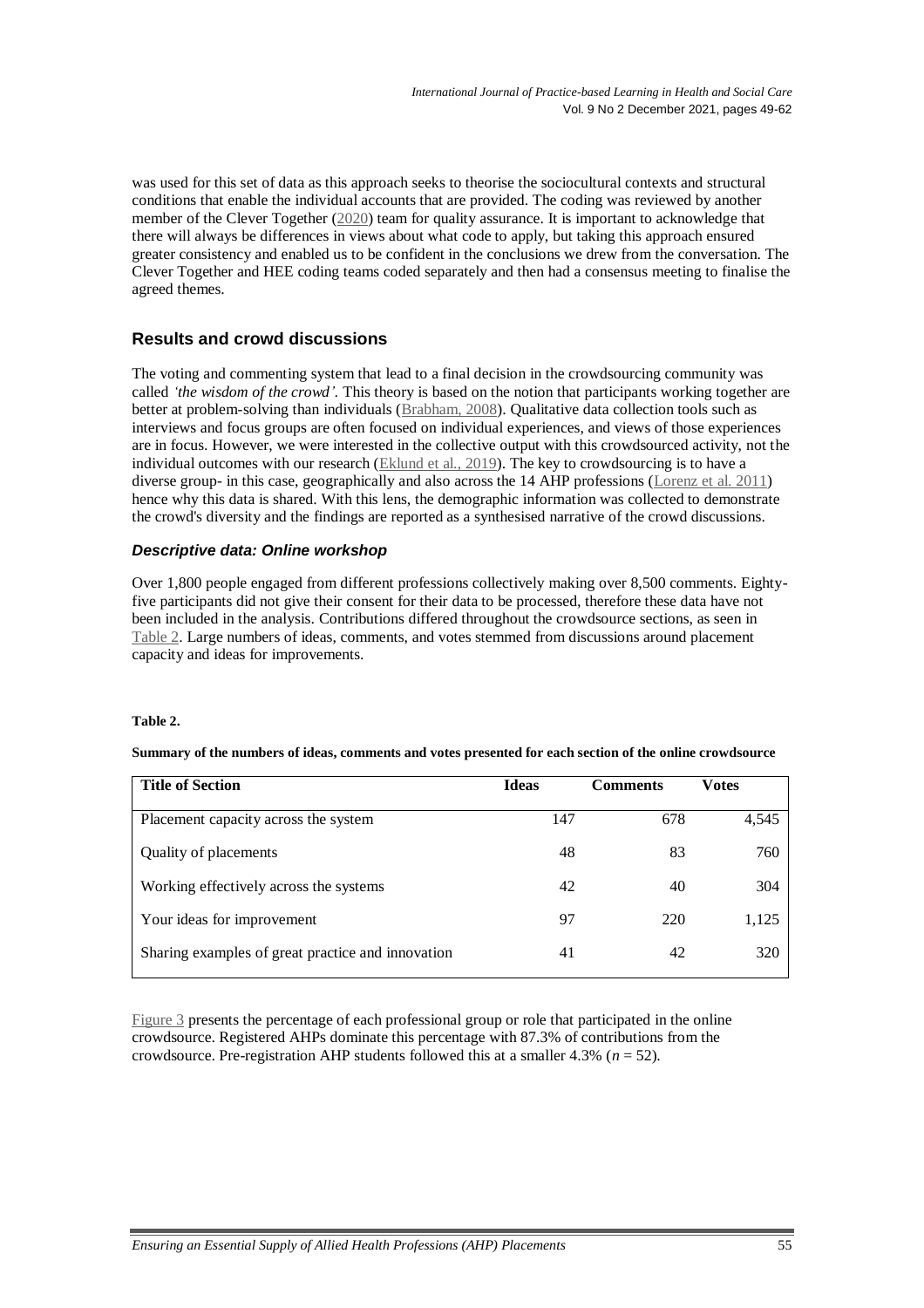was used for this set of data as this approach seeks to theorise the sociocultural contexts and structural conditions that enable the individual accounts that are provided. The coding was reviewed by another member of the Clever Together (2020) team for quality assurance. It is important to acknowledge that there will always be differences in views about what code to apply, but taking this approach ensured greater consistency and enabled us to be confident in the conclusions we drew from the conversation. The Clever Together and HEE coding teams coded separately and then had a consensus meeting to finalise the agreed themes.

## Results and crowd discussions

The voting and commenting system that lead to a final decision in the crowdsourcing community was called *'the wisdom of the crowd'*. This theory is based on the notion that participants working together are better at problem-solving than individuals (Brabham, 2008). Qualitative data collection tools such as interviews and focus groups are often focused on individual experiences, and views of those experiences are in focus. However, we were interested in the collective output with this crowdsourced activity, not the individual outcomes with our research (Eklund et al., 2019). The key to crowdsourcing is to have a diverse group- in this case, geographically and also across the 14 AHP professions (Lorenz et al. 2011) hence why this data is shared. With this lens, the demographic information was collected to demonstrate the crowd's diversity and the findings are reported as a synthesised narrative of the crowd discussions.

### *Descriptive data: Online workshop*

Over 1,800 people engaged from different professions collectively making over 8,500 comments. Eighty-five participants did not give their consent for their data to be processed, therefore these data have not been included in the analysis. Contributions differed throughout the crowdsource sections, as seen in Table 2. Large numbers of ideas, comments, and votes stemmed from discussions around placement capacity and ideas for improvements.

**Table 2.**

**Summary of the numbers of ideas, comments and votes presented for each section of the online crowdsource**

| Title of Section | Ideas | Comments | Votes |
|---|---|---|---|
| Placement capacity across the system | 147 | 678 | 4,545 |
| Quality of placements | 48 | 83 | 760 |
| Working effectively across the systems | 42 | 40 | 304 |
| Your ideas for improvement | 97 | 220 | 1,125 |
| Sharing examples of great practice and innovation | 41 | 42 | 320 |

Figure 3 presents the percentage of each professional group or role that participated in the online crowdsource. Registered AHPs dominate this percentage with 87.3% of contributions from the crowdsource. Pre-registration AHP students followed this at a smaller 4.3% ($n = 52$).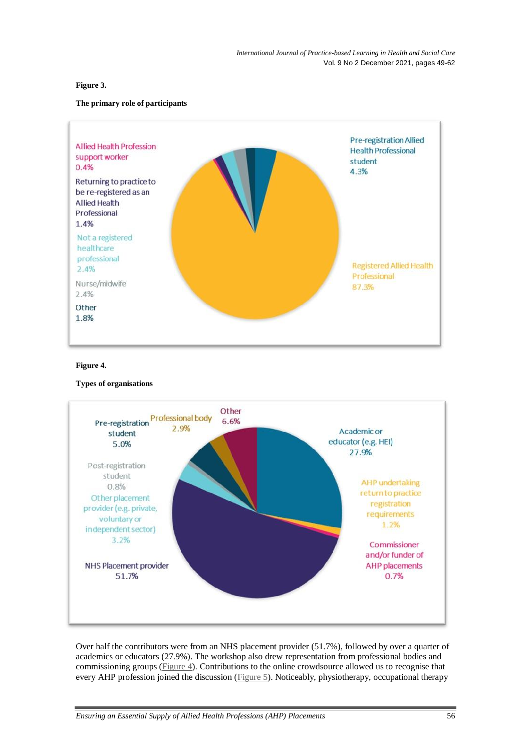**Figure 3.**

**The primary role of participants**

**Figure 4.**

**Types of organisations**

Over half the contributors were from an NHS placement provider (51.7%), followed by over a quarter of academics or educators (27.9%). The workshop also drew representation from professional bodies and commissioning groups (Figure 4). Contributions to the online crowdsource allowed us to recognise that every AHP profession joined the discussion (Figure 5). Noticeably, physiotherapy, occupational therapy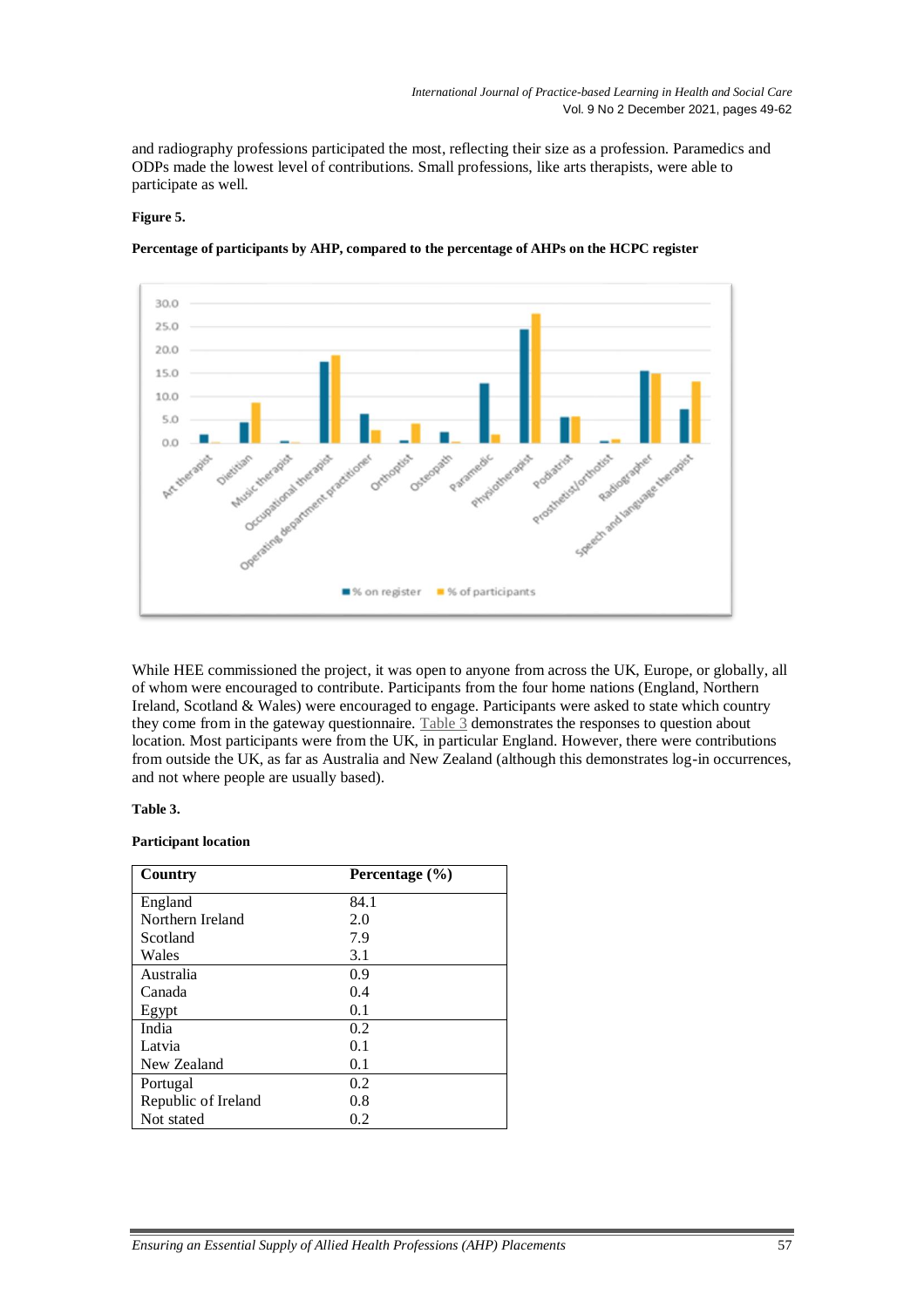and radiography professions participated the most, reflecting their size as a profession. Paramedics and ODPs made the lowest level of contributions. Small professions, like arts therapists, were able to participate as well.

**Figure 5.**

**Percentage of participants by AHP, compared to the percentage of AHPs on the HCPC register**

While HEE commissioned the project, it was open to anyone from across the UK, Europe, or globally, all of whom were encouraged to contribute. Participants from the four home nations (England, Northern Ireland, Scotland & Wales) were encouraged to engage. Participants were asked to state which country they come from in the gateway questionnaire. Table 3 demonstrates the responses to question about location. Most participants were from the UK, in particular England. However, there were contributions from outside the UK, as far as Australia and New Zealand (although this demonstrates log-in occurrences, and not where people are usually based).

**Table 3.**

**Participant location**

| Country | Percentage (%) |
|---|---|
| England | 84.1 |
| Northern Ireland | 2.0 |
| Scotland | 7.9 |
| Wales | 3.1 |
| Australia | 0.9 |
| Canada | 0.4 |
| Egypt | 0.1 |
| India | 0.2 |
| Latvia | 0.1 |
| New Zealand | 0.1 |
| Portugal | 0.2 |
| Republic of Ireland | 0.8 |
| Not stated | 0.2 |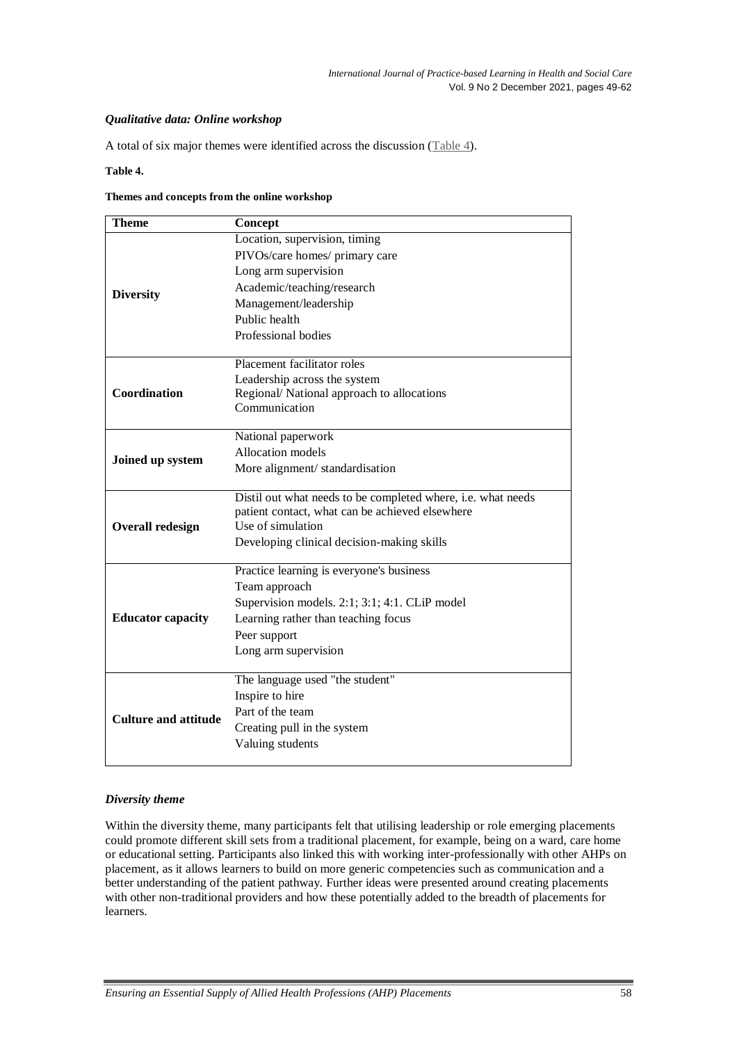### *Qualitative data: Online workshop*

A total of six major themes were identified across the discussion (Table 4).

**Table 4.**

**Themes and concepts from the online workshop**

| Theme | Concept |
|---|---|
| **Diversity** | Location, supervision, timing<br>PIVOs/care homes/ primary care<br>Long arm supervision<br>Academic/teaching/research<br>Management/leadership<br>Public health<br>Professional bodies |
| **Coordination** | Placement facilitator roles<br>Leadership across the system<br>Regional/ National approach to allocations<br>Communication |
| **Joined up system** | National paperwork<br>Allocation models<br>More alignment/ standardisation |
| **Overall redesign** | Distil out what needs to be completed where, i.e. what needs patient contact, what can be achieved elsewhere<br>Use of simulation<br>Developing clinical decision-making skills |
| **Educator capacity** | Practice learning is everyone's business<br>Team approach<br>Supervision models. 2:1; 3:1; 4:1. CLiP model<br>Learning rather than teaching focus<br>Peer support<br>Long arm supervision |
| **Culture and attitude** | The language used "the student"<br>Inspire to hire<br>Part of the team<br>Creating pull in the system<br>Valuing students |

### *Diversity theme*

Within the diversity theme, many participants felt that utilising leadership or role emerging placements could promote different skill sets from a traditional placement, for example, being on a ward, care home or educational setting. Participants also linked this with working inter-professionally with other AHPs on placement, as it allows learners to build on more generic competencies such as communication and a better understanding of the patient pathway. Further ideas were presented around creating placements with other non-traditional providers and how these potentially added to the breadth of placements for learners.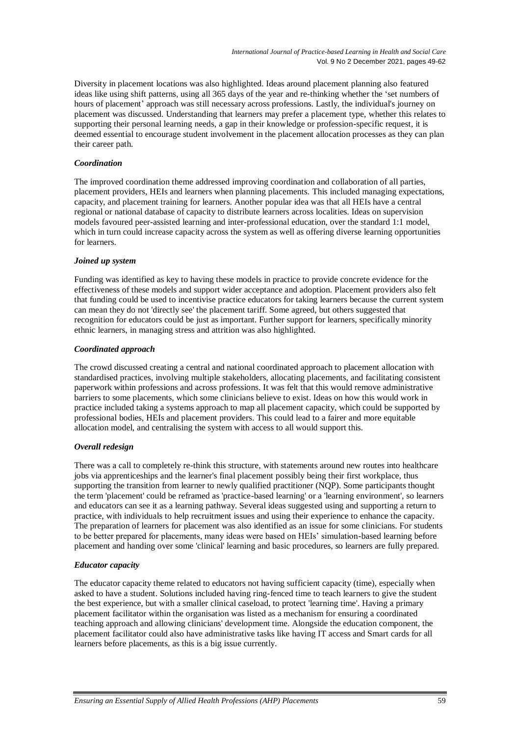Diversity in placement locations was also highlighted. Ideas around placement planning also featured ideas like using shift patterns, using all 365 days of the year and re-thinking whether the 'set numbers of hours of placement' approach was still necessary across professions. Lastly, the individual's journey on placement was discussed. Understanding that learners may prefer a placement type, whether this relates to supporting their personal learning needs, a gap in their knowledge or profession-specific request, it is deemed essential to encourage student involvement in the placement allocation processes as they can plan their career path.

#### *Coordination*

The improved coordination theme addressed improving coordination and collaboration of all parties, placement providers, HEIs and learners when planning placements. This included managing expectations, capacity, and placement training for learners. Another popular idea was that all HEIs have a central regional or national database of capacity to distribute learners across localities. Ideas on supervision models favoured peer-assisted learning and inter-professional education, over the standard 1:1 model, which in turn could increase capacity across the system as well as offering diverse learning opportunities for learners.

#### *Joined up system*

Funding was identified as key to having these models in practice to provide concrete evidence for the effectiveness of these models and support wider acceptance and adoption. Placement providers also felt that funding could be used to incentivise practice educators for taking learners because the current system can mean they do not 'directly see' the placement tariff. Some agreed, but others suggested that recognition for educators could be just as important. Further support for learners, specifically minority ethnic learners, in managing stress and attrition was also highlighted.

#### *Coordinated approach*

The crowd discussed creating a central and national coordinated approach to placement allocation with standardised practices, involving multiple stakeholders, allocating placements, and facilitating consistent paperwork within professions and across professions. It was felt that this would remove administrative barriers to some placements, which some clinicians believe to exist. Ideas on how this would work in practice included taking a systems approach to map all placement capacity, which could be supported by professional bodies, HEIs and placement providers. This could lead to a fairer and more equitable allocation model, and centralising the system with access to all would support this.

#### *Overall redesign*

There was a call to completely re-think this structure, with statements around new routes into healthcare jobs via apprenticeships and the learner's final placement possibly being their first workplace, thus supporting the transition from learner to newly qualified practitioner (NQP). Some participants thought the term 'placement' could be reframed as 'practice-based learning' or a 'learning environment', so learners and educators can see it as a learning pathway. Several ideas suggested using and supporting a return to practice, with individuals to help recruitment issues and using their experience to enhance the capacity. The preparation of learners for placement was also identified as an issue for some clinicians. For students to be better prepared for placements, many ideas were based on HEIs' simulation-based learning before placement and handing over some 'clinical' learning and basic procedures, so learners are fully prepared.

#### *Educator capacity*

The educator capacity theme related to educators not having sufficient capacity (time), especially when asked to have a student. Solutions included having ring-fenced time to teach learners to give the student the best experience, but with a smaller clinical caseload, to protect 'learning time'. Having a primary placement facilitator within the organisation was listed as a mechanism for ensuring a coordinated teaching approach and allowing clinicians' development time. Alongside the education component, the placement facilitator could also have administrative tasks like having IT access and Smart cards for all learners before placements, as this is a big issue currently.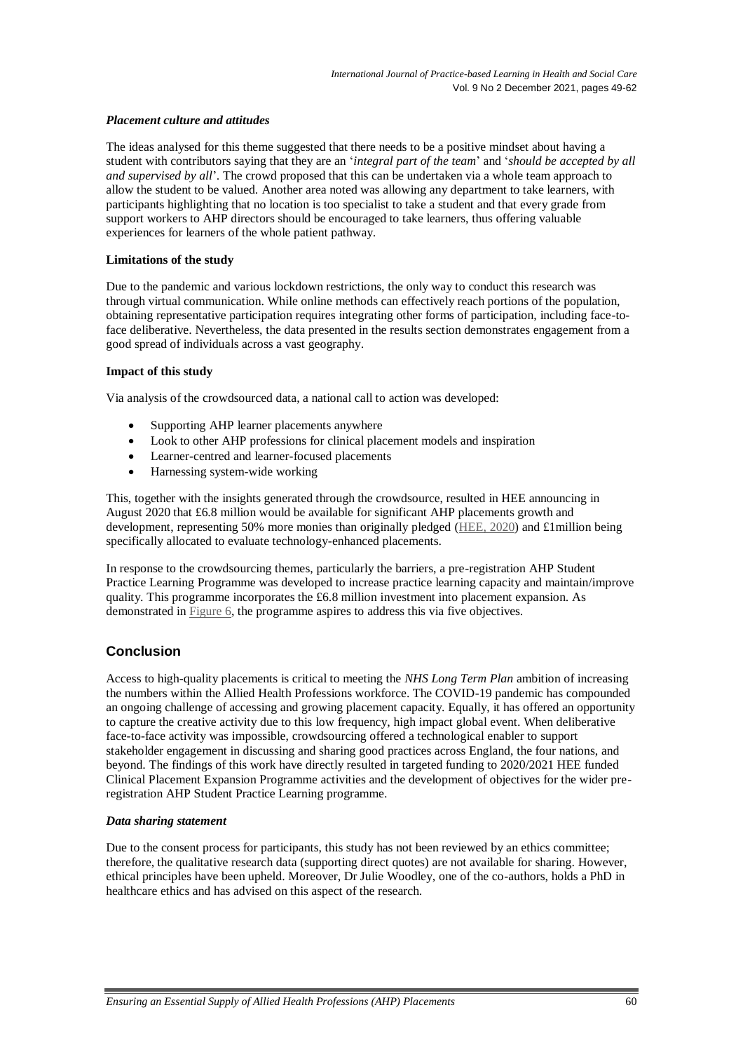#### *Placement culture and attitudes*

The ideas analysed for this theme suggested that there needs to be a positive mindset about having a student with contributors saying that they are an '*integral part of the team*' and '*should be accepted by all and supervised by all*'. The crowd proposed that this can be undertaken via a whole team approach to allow the student to be valued. Another area noted was allowing any department to take learners, with participants highlighting that no location is too specialist to take a student and that every grade from support workers to AHP directors should be encouraged to take learners, thus offering valuable experiences for learners of the whole patient pathway.

#### **Limitations of the study**

Due to the pandemic and various lockdown restrictions, the only way to conduct this research was through virtual communication. While online methods can effectively reach portions of the population, obtaining representative participation requires integrating other forms of participation, including face-to-face deliberative. Nevertheless, the data presented in the results section demonstrates engagement from a good spread of individuals across a vast geography.

#### **Impact of this study**

Via analysis of the crowdsourced data, a national call to action was developed:

- Supporting AHP learner placements anywhere
- Look to other AHP professions for clinical placement models and inspiration
- Learner-centred and learner-focused placements
- Harnessing system-wide working

This, together with the insights generated through the crowdsource, resulted in HEE announcing in August 2020 that £6.8 million would be available for significant AHP placements growth and development, representing 50% more monies than originally pledged (HEE, 2020) and £1million being specifically allocated to evaluate technology-enhanced placements.

In response to the crowdsourcing themes, particularly the barriers, a pre-registration AHP Student Practice Learning Programme was developed to increase practice learning capacity and maintain/improve quality. This programme incorporates the £6.8 million investment into placement expansion. As demonstrated in Figure 6, the programme aspires to address this via five objectives.

## **Conclusion**

Access to high-quality placements is critical to meeting the *NHS Long Term Plan* ambition of increasing the numbers within the Allied Health Professions workforce. The COVID-19 pandemic has compounded an ongoing challenge of accessing and growing placement capacity. Equally, it has offered an opportunity to capture the creative activity due to this low frequency, high impact global event. When deliberative face-to-face activity was impossible, crowdsourcing offered a technological enabler to support stakeholder engagement in discussing and sharing good practices across England, the four nations, and beyond. The findings of this work have directly resulted in targeted funding to 2020/2021 HEE funded Clinical Placement Expansion Programme activities and the development of objectives for the wider pre-registration AHP Student Practice Learning programme.

#### *Data sharing statement*

Due to the consent process for participants, this study has not been reviewed by an ethics committee; therefore, the qualitative research data (supporting direct quotes) are not available for sharing. However, ethical principles have been upheld. Moreover, Dr Julie Woodley, one of the co-authors, holds a PhD in healthcare ethics and has advised on this aspect of the research.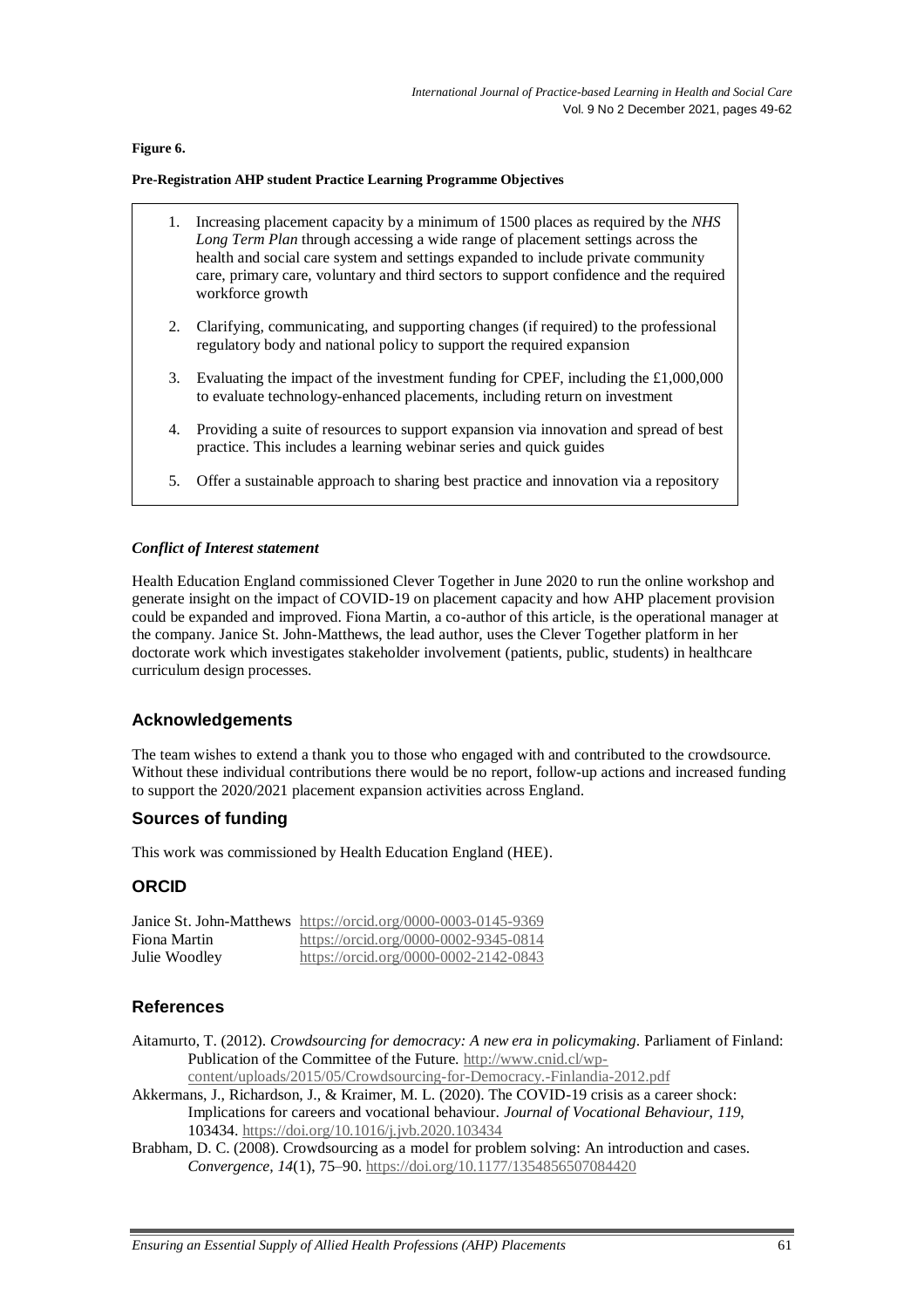**Figure 6.**

**Pre-Registration AHP student Practice Learning Programme Objectives**

1. Increasing placement capacity by a minimum of 1500 places as required by the *NHS Long Term Plan* through accessing a wide range of placement settings across the health and social care system and settings expanded to include private community care, primary care, voluntary and third sectors to support confidence and the required workforce growth
2. Clarifying, communicating, and supporting changes (if required) to the professional regulatory body and national policy to support the required expansion
3. Evaluating the impact of the investment funding for CPEF, including the £1,000,000 to evaluate technology-enhanced placements, including return on investment
4. Providing a suite of resources to support expansion via innovation and spread of best practice. This includes a learning webinar series and quick guides
5. Offer a sustainable approach to sharing best practice and innovation via a repository

### *Conflict of Interest statement*

Health Education England commissioned Clever Together in June 2020 to run the online workshop and generate insight on the impact of COVID-19 on placement capacity and how AHP placement provision could be expanded and improved. Fiona Martin, a co-author of this article, is the operational manager at the company. Janice St. John-Matthews, the lead author, uses the Clever Together platform in her doctorate work which investigates stakeholder involvement (patients, public, students) in healthcare curriculum design processes.

## Acknowledgements

The team wishes to extend a thank you to those who engaged with and contributed to the crowdsource. Without these individual contributions there would be no report, follow-up actions and increased funding to support the 2020/2021 placement expansion activities across England.

## Sources of funding

This work was commissioned by Health Education England (HEE).

## ORCID

| | |
|---|---|
| Janice St. John-Matthews | https://orcid.org/0000-0003-0145-9369 |
| Fiona Martin | https://orcid.org/0000-0002-9345-0814 |
| Julie Woodley | https://orcid.org/0000-0002-2142-0843 |

## References

Aitamurto, T. (2012). *Crowdsourcing for democracy: A new era in policymaking*. Parliament of Finland: Publication of the Committee of the Future. http://www.cnid.cl/wp-content/uploads/2015/05/Crowdsourcing-for-Democracy.-Finlandia-2012.pdf

Akkermans, J., Richardson, J., & Kraimer, M. L. (2020). The COVID-19 crisis as a career shock: Implications for careers and vocational behaviour. *Journal of Vocational Behaviour*, *119*, 103434. https://doi.org/10.1016/j.jvb.2020.103434

Brabham, D. C. (2008). Crowdsourcing as a model for problem solving: An introduction and cases. *Convergence*, *14*(1), 75–90. https://doi.org/10.1177/1354856507084420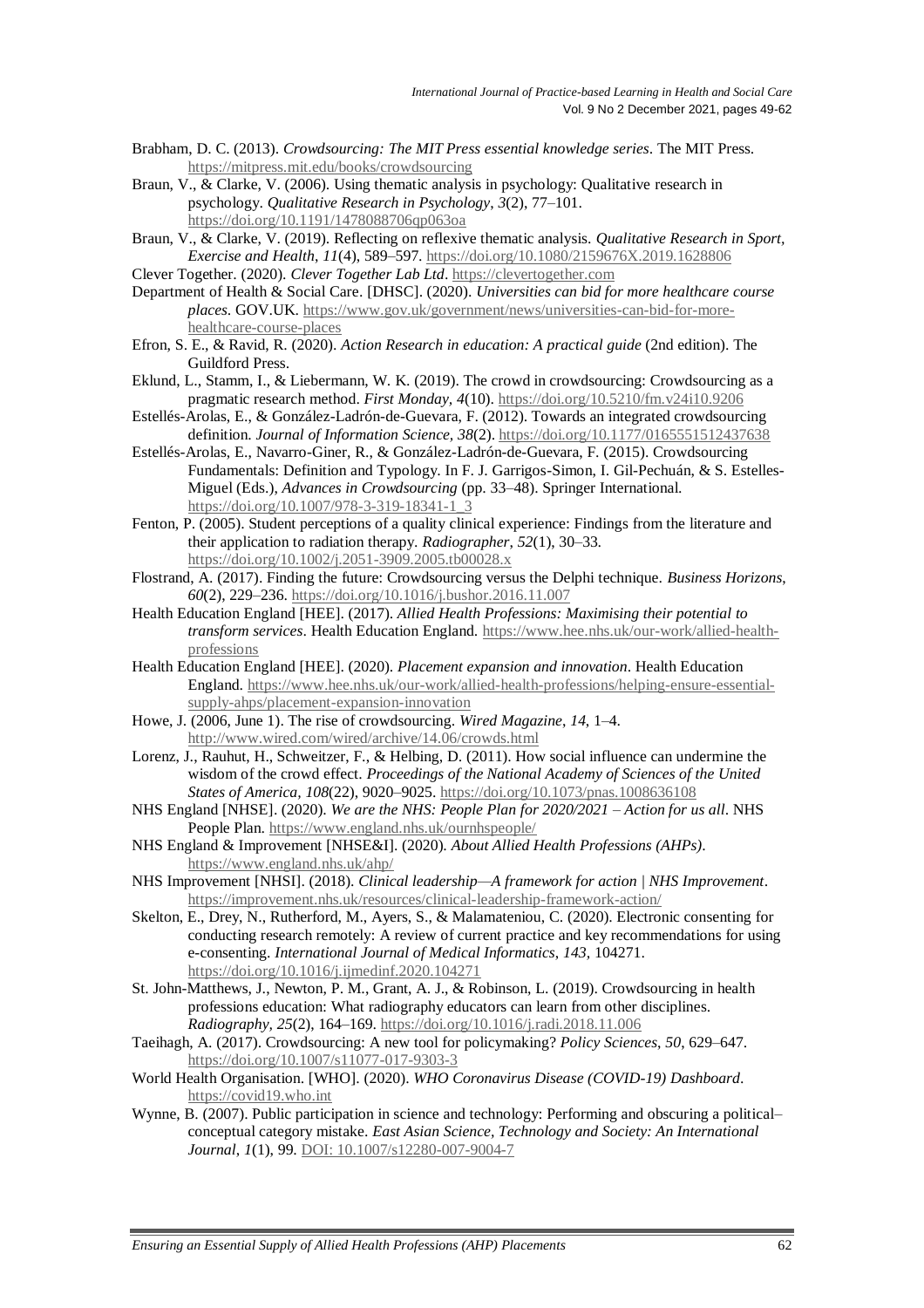Brabham, D. C. (2013). *Crowdsourcing: The MIT Press essential knowledge series*. The MIT Press. https://mitpress.mit.edu/books/crowdsourcing

Braun, V., & Clarke, V. (2006). Using thematic analysis in psychology: Qualitative research in psychology. *Qualitative Research in Psychology*, *3*(2), 77–101. https://doi.org/10.1191/1478088706qp063oa

Braun, V., & Clarke, V. (2019). Reflecting on reflexive thematic analysis. *Qualitative Research in Sport, Exercise and Health*, *11*(4), 589–597. https://doi.org/10.1080/2159676X.2019.1628806

Clever Together. (2020). *Clever Together Lab Ltd*. https://clevertogether.com

Department of Health & Social Care. [DHSC]. (2020). *Universities can bid for more healthcare course places*. GOV.UK. https://www.gov.uk/government/news/universities-can-bid-for-more-healthcare-course-places

Efron, S. E., & Ravid, R. (2020). *Action Research in education: A practical guide* (2nd edition). The Guildford Press.

Eklund, L., Stamm, I., & Liebermann, W. K. (2019). The crowd in crowdsourcing: Crowdsourcing as a pragmatic research method. *First Monday*, *4*(10). https://doi.org/10.5210/fm.v24i10.9206

Estellés-Arolas, E., & González-Ladrón-de-Guevara, F. (2012). Towards an integrated crowdsourcing definition. *Journal of Information Science, 38*(2). https://doi.org/10.1177/0165551512437638

Estellés-Arolas, E., Navarro-Giner, R., & González-Ladrón-de-Guevara, F. (2015). Crowdsourcing Fundamentals: Definition and Typology. In F. J. Garrigos-Simon, I. Gil-Pechuán, & S. Estelles-Miguel (Eds.), *Advances in Crowdsourcing* (pp. 33–48). Springer International. https://doi.org/10.1007/978-3-319-18341-1_3

Fenton, P. (2005). Student perceptions of a quality clinical experience: Findings from the literature and their application to radiation therapy. *Radiographer*, *52*(1), 30–33. https://doi.org/10.1002/j.2051-3909.2005.tb00028.x

Flostrand, A. (2017). Finding the future: Crowdsourcing versus the Delphi technique. *Business Horizons*, *60*(2), 229–236. https://doi.org/10.1016/j.bushor.2016.11.007

Health Education England [HEE]. (2017). *Allied Health Professions: Maximising their potential to transform services*. Health Education England. https://www.hee.nhs.uk/our-work/allied-health-professions

Health Education England [HEE]. (2020). *Placement expansion and innovation*. Health Education England. https://www.hee.nhs.uk/our-work/allied-health-professions/helping-ensure-essential-supply-ahps/placement-expansion-innovation

Howe, J. (2006, June 1). The rise of crowdsourcing. *Wired Magazine*, *14*, 1–4. http://www.wired.com/wired/archive/14.06/crowds.html

Lorenz, J., Rauhut, H., Schweitzer, F., & Helbing, D. (2011). How social influence can undermine the wisdom of the crowd effect. *Proceedings of the National Academy of Sciences of the United States of America*, *108*(22), 9020–9025. https://doi.org/10.1073/pnas.1008636108

NHS England [NHSE]. (2020). *We are the NHS: People Plan for 2020/2021 – Action for us all*. NHS People Plan. https://www.england.nhs.uk/ournhspeople/

NHS England & Improvement [NHSE&I]. (2020). *About Allied Health Professions (AHPs)*. https://www.england.nhs.uk/ahp/

NHS Improvement [NHSI]. (2018). *Clinical leadership—A framework for action | NHS Improvement*. https://improvement.nhs.uk/resources/clinical-leadership-framework-action/

Skelton, E., Drey, N., Rutherford, M., Ayers, S., & Malamateniou, C. (2020). Electronic consenting for conducting research remotely: A review of current practice and key recommendations for using e-consenting. *International Journal of Medical Informatics*, *143*, 104271. https://doi.org/10.1016/j.ijmedinf.2020.104271

St. John-Matthews, J., Newton, P. M., Grant, A. J., & Robinson, L. (2019). Crowdsourcing in health professions education: What radiography educators can learn from other disciplines. *Radiography*, *25*(2), 164–169. https://doi.org/10.1016/j.radi.2018.11.006

Taeihagh, A. (2017). Crowdsourcing: A new tool for policymaking? *Policy Sciences*, *50*, 629–647. https://doi.org/10.1007/s11077-017-9303-3

World Health Organisation. [WHO]. (2020). *WHO Coronavirus Disease (COVID-19) Dashboard*. https://covid19.who.int

Wynne, B. (2007). Public participation in science and technology: Performing and obscuring a political–conceptual category mistake. *East Asian Science, Technology and Society: An International Journal*, *1*(1), 99. DOI: 10.1007/s12280-007-9004-7